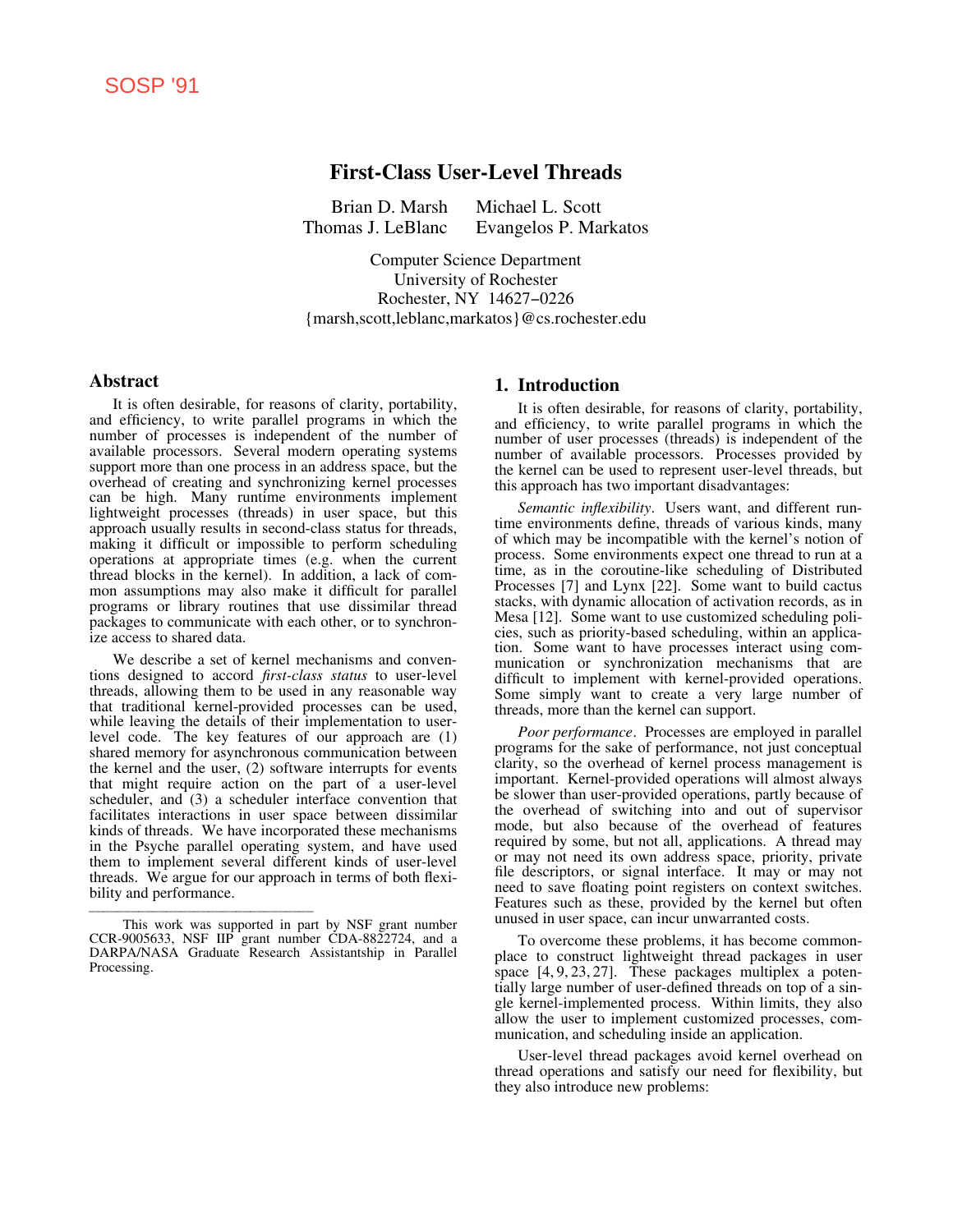SOSP '91

# First-Class User-Level Threads

Brian D. Marsh Michael L. Scott
Thomas J. LeBlanc Evangelos P. Markatos

Computer Science Department
University of Rochester
Rochester, NY 14627–0226
{marsh,scott,leblanc,markatos}@cs.rochester.edu

## Abstract

It is often desirable, for reasons of clarity, portability, and efficiency, to write parallel programs in which the number of processes is independent of the number of available processors. Several modern operating systems support more than one process in an address space, but the overhead of creating and synchronizing kernel processes can be high. Many runtime environments implement lightweight processes (threads) in user space, but this approach usually results in second-class status for threads, making it difficult or impossible to perform scheduling operations at appropriate times (e.g. when the current thread blocks in the kernel). In addition, a lack of common assumptions may also make it difficult for parallel programs or library routines that use dissimilar thread packages to communicate with each other, or to synchronize access to shared data.

We describe a set of kernel mechanisms and conventions designed to accord *first-class status* to user-level threads, allowing them to be used in any reasonable way that traditional kernel-provided processes can be used, while leaving the details of their implementation to user-level code. The key features of our approach are (1) shared memory for asynchronous communication between the kernel and the user, (2) software interrupts for events that might require action on the part of a user-level scheduler, and (3) a scheduler interface convention that facilitates interactions in user space between dissimilar kinds of threads. We have incorporated these mechanisms in the Psyche parallel operating system, and have used them to implement several different kinds of user-level threads. We argue for our approach in terms of both flexibility and performance.

This work was supported in part by NSF grant number CCR-9005633, NSF IIP grant number CDA-8822724, and a DARPA/NASA Graduate Research Assistantship in Parallel Processing.

## 1. Introduction

It is often desirable, for reasons of clarity, portability, and efficiency, to write parallel programs in which the number of user processes (threads) is independent of the number of available processors. Processes provided by the kernel can be used to represent user-level threads, but this approach has two important disadvantages:

*Semantic inflexibility*. Users want, and different runtime environments define, threads of various kinds, many of which may be incompatible with the kernel's notion of process. Some environments expect one thread to run at a time, as in the coroutine-like scheduling of Distributed Processes [7] and Lynx [22]. Some want to build cactus stacks, with dynamic allocation of activation records, as in Mesa [12]. Some want to use customized scheduling policies, such as priority-based scheduling, within an application. Some want to have processes interact using communication or synchronization mechanisms that are difficult to implement with kernel-provided operations. Some simply want to create a very large number of threads, more than the kernel can support.

*Poor performance*. Processes are employed in parallel programs for the sake of performance, not just conceptual clarity, so the overhead of kernel process management is important. Kernel-provided operations will almost always be slower than user-provided operations, partly because of the overhead of switching into and out of supervisor mode, but also because of the overhead of features required by some, but not all, applications. A thread may or may not need its own address space, priority, private file descriptors, or signal interface. It may or may not need to save floating point registers on context switches. Features such as these, provided by the kernel but often unused in user space, can incur unwarranted costs.

To overcome these problems, it has become commonplace to construct lightweight thread packages in user space [4, 9, 23, 27]. These packages multiplex a potentially large number of user-defined threads on top of a single kernel-implemented process. Within limits, they also allow the user to implement customized processes, communication, and scheduling inside an application.

User-level thread packages avoid kernel overhead on thread operations and satisfy our need for flexibility, but they also introduce new problems: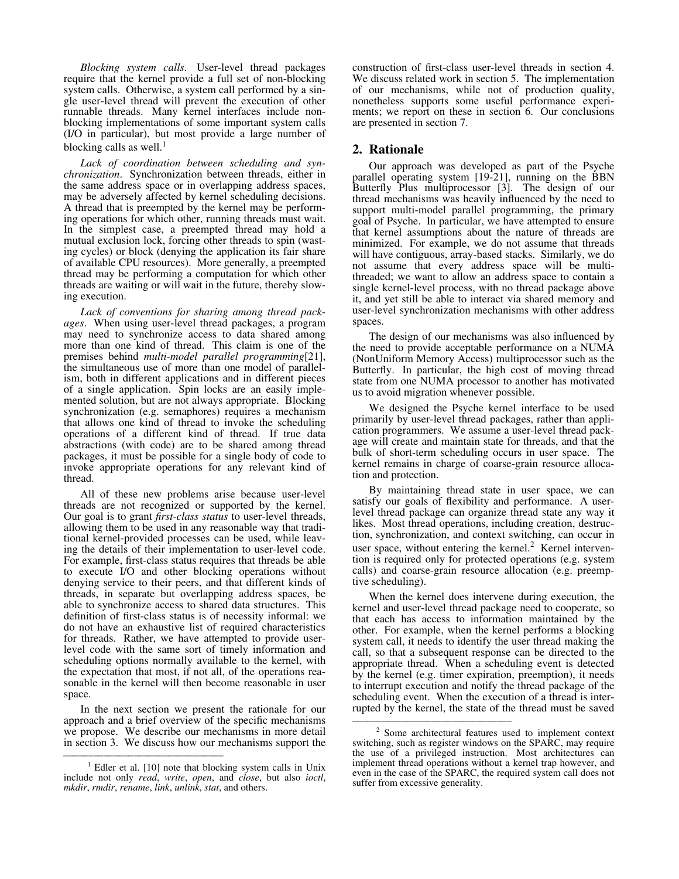*Blocking system calls*. User-level thread packages require that the kernel provide a full set of non-blocking system calls. Otherwise, a system call performed by a single user-level thread will prevent the execution of other runnable threads. Many kernel interfaces include non-blocking implementations of some important system calls (I/O in particular), but most provide a large number of blocking calls as well.[1]

*Lack of coordination between scheduling and synchronization*. Synchronization between threads, either in the same address space or in overlapping address spaces, may be adversely affected by kernel scheduling decisions. A thread that is preempted by the kernel may be performing operations for which other, running threads must wait. In the simplest case, a preempted thread may hold a mutual exclusion lock, forcing other threads to spin (wasting cycles) or block (denying the application its fair share of available CPU resources). More generally, a preempted thread may be performing a computation for which other threads are waiting or will wait in the future, thereby slowing execution.

*Lack of conventions for sharing among thread packages*. When using user-level thread packages, a program may need to synchronize access to data shared among more than one kind of thread. This claim is one of the premises behind *multi-model parallel programming*[21], the simultaneous use of more than one model of parallelism, both in different applications and in different pieces of a single application. Spin locks are an easily implemented solution, but are not always appropriate. Blocking synchronization (e.g. semaphores) requires a mechanism that allows one kind of thread to invoke the scheduling operations of a different kind of thread. If true data abstractions (with code) are to be shared among thread packages, it must be possible for a single body of code to invoke appropriate operations for any relevant kind of thread.

All of these new problems arise because user-level threads are not recognized or supported by the kernel. Our goal is to grant *first-class status* to user-level threads, allowing them to be used in any reasonable way that traditional kernel-provided processes can be used, while leaving the details of their implementation to user-level code. For example, first-class status requires that threads be able to execute I/O and other blocking operations without denying service to their peers, and that different kinds of threads, in separate but overlapping address spaces, be able to synchronize access to shared data structures. This definition of first-class status is of necessity informal: we do not have an exhaustive list of required characteristics for threads. Rather, we have attempted to provide user-level code with the same sort of timely information and scheduling options normally available to the kernel, with the expectation that most, if not all, of the operations reasonable in the kernel will then become reasonable in user space.

In the next section we present the rationale for our approach and a brief overview of the specific mechanisms we propose. We describe our mechanisms in more detail in section 3. We discuss how our mechanisms support the construction of first-class user-level threads in section 4. We discuss related work in section 5. The implementation of our mechanisms, while not of production quality, nonetheless supports some useful performance experiments; we report on these in section 6. Our conclusions are presented in section 7.

## 2. Rationale

Our approach was developed as part of the Psyche parallel operating system [19-21], running on the BBN Butterfly Plus multiprocessor [3]. The design of our thread mechanisms was heavily influenced by the need to support multi-model parallel programming, the primary goal of Psyche. In particular, we have attempted to ensure that kernel assumptions about the nature of threads are minimized. For example, we do not assume that threads will have contiguous, array-based stacks. Similarly, we do not assume that every address space will be multi-threaded; we want to allow an address space to contain a single kernel-level process, with no thread package above it, and yet still be able to interact via shared memory and user-level synchronization mechanisms with other address spaces.

The design of our mechanisms was also influenced by the need to provide acceptable performance on a NUMA (NonUniform Memory Access) multiprocessor such as the Butterfly. In particular, the high cost of moving thread state from one NUMA processor to another has motivated us to avoid migration whenever possible.

We designed the Psyche kernel interface to be used primarily by user-level thread packages, rather than application programmers. We assume a user-level thread package will create and maintain state for threads, and that the bulk of short-term scheduling occurs in user space. The kernel remains in charge of coarse-grain resource allocation and protection.

By maintaining thread state in user space, we can satisfy our goals of flexibility and performance. A user-level thread package can organize thread state any way it likes. Most thread operations, including creation, destruction, synchronization, and context switching, can occur in user space, without entering the kernel.[2] Kernel intervention is required only for protected operations (e.g. system calls) and coarse-grain resource allocation (e.g. preemptive scheduling).

When the kernel does intervene during execution, the kernel and user-level thread package need to cooperate, so that each has access to information maintained by the other. For example, when the kernel performs a blocking system call, it needs to identify the user thread making the call, so that a subsequent response can be directed to the appropriate thread. When a scheduling event is detected by the kernel (e.g. timer expiration, preemption), it needs to interrupt execution and notify the thread package of the scheduling event. When the execution of a thread is interrupted by the kernel, the state of the thread must be saved

---

[1] Edler et al. [10] note that blocking system calls in Unix include not only *read*, *write*, *open*, and *close*, but also *ioctl*, *mkdir*, *rmdir*, *rename*, *link*, *unlink*, *stat*, and others.

[2] Some architectural features used to implement context switching, such as register windows on the SPARC, may require the use of a privileged instruction. Most architectures can implement thread operations without a kernel trap however, and even in the case of the SPARC, the required system call does not suffer from excessive generality.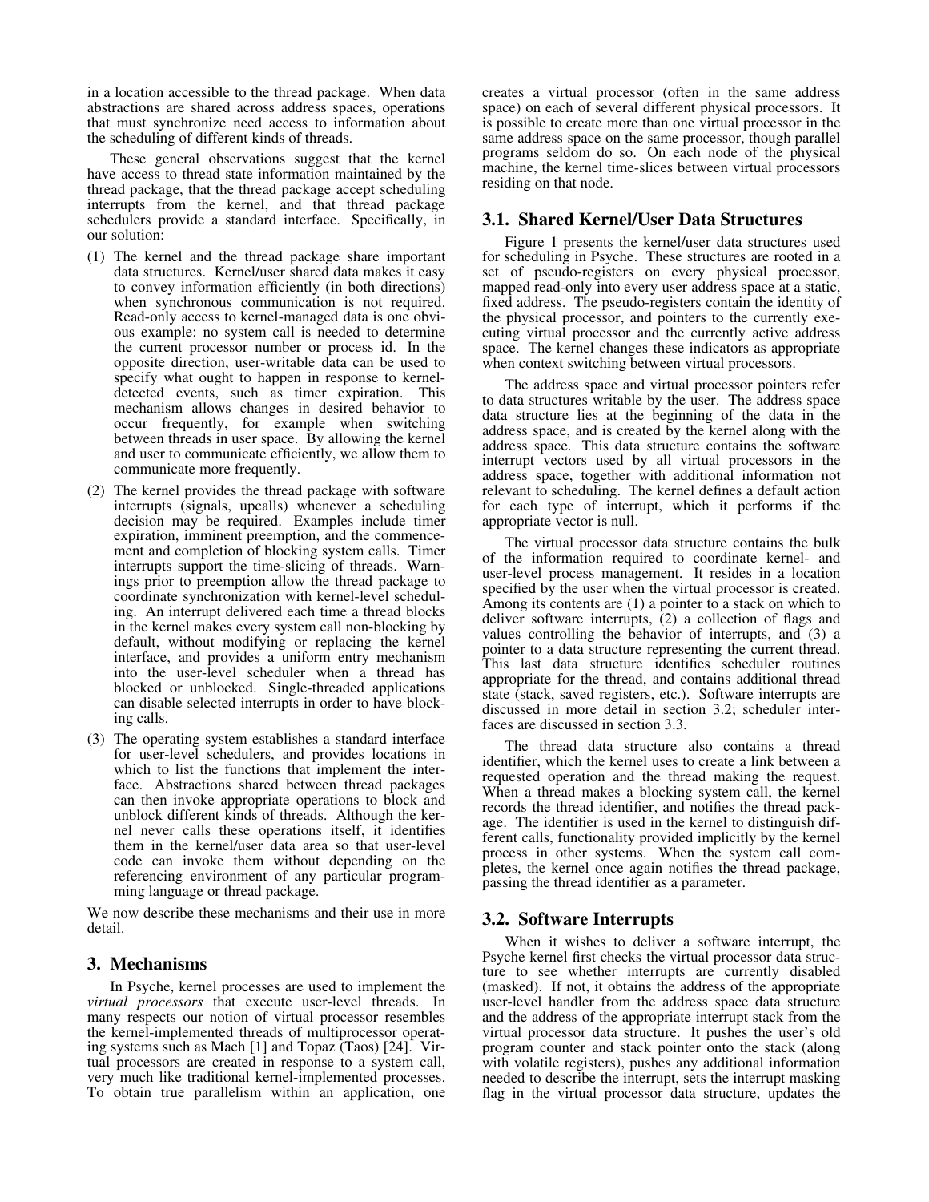in a location accessible to the thread package. When data abstractions are shared across address spaces, operations that must synchronize need access to information about the scheduling of different kinds of threads.

These general observations suggest that the kernel have access to thread state information maintained by the thread package, that the thread package accept scheduling interrupts from the kernel, and that thread package schedulers provide a standard interface. Specifically, in our solution:

(1) The kernel and the thread package share important data structures. Kernel/user shared data makes it easy to convey information efficiently (in both directions) when synchronous communication is not required. Read-only access to kernel-managed data is one obvious example: no system call is needed to determine the current processor number or process id. In the opposite direction, user-writable data can be used to specify what ought to happen in response to kernel-detected events, such as timer expiration. This mechanism allows changes in desired behavior to occur frequently, for example when switching between threads in user space. By allowing the kernel and user to communicate efficiently, we allow them to communicate more frequently.

(2) The kernel provides the thread package with software interrupts (signals, upcalls) whenever a scheduling decision may be required. Examples include timer expiration, imminent preemption, and the commencement and completion of blocking system calls. Timer interrupts support the time-slicing of threads. Warnings prior to preemption allow the thread package to coordinate synchronization with kernel-level scheduling. An interrupt delivered each time a thread blocks in the kernel makes every system call non-blocking by default, without modifying or replacing the kernel interface, and provides a uniform entry mechanism into the user-level scheduler when a thread has blocked or unblocked. Single-threaded applications can disable selected interrupts in order to have blocking calls.

(3) The operating system establishes a standard interface for user-level schedulers, and provides locations in which to list the functions that implement the interface. Abstractions shared between thread packages can then invoke appropriate operations to block and unblock different kinds of threads. Although the kernel never calls these operations itself, it identifies them in the kernel/user data area so that user-level code can invoke them without depending on the referencing environment of any particular programming language or thread package.

We now describe these mechanisms and their use in more detail.

## 3. Mechanisms

In Psyche, kernel processes are used to implement the *virtual processors* that execute user-level threads. In many respects our notion of virtual processor resembles the kernel-implemented threads of multiprocessor operating systems such as Mach [1] and Topaz (Taos) [24]. Virtual processors are created in response to a system call, very much like traditional kernel-implemented processes. To obtain true parallelism within an application, one creates a virtual processor (often in the same address space) on each of several different physical processors. It is possible to create more than one virtual processor in the same address space on the same processor, though parallel programs seldom do so. On each node of the physical machine, the kernel time-slices between virtual processors residing on that node.

### 3.1. Shared Kernel/User Data Structures

Figure 1 presents the kernel/user data structures used for scheduling in Psyche. These structures are rooted in a set of pseudo-registers on every physical processor, mapped read-only into every user address space at a static, fixed address. The pseudo-registers contain the identity of the physical processor, and pointers to the currently executing virtual processor and the currently active address space. The kernel changes these indicators as appropriate when context switching between virtual processors.

The address space and virtual processor pointers refer to data structures writable by the user. The address space data structure lies at the beginning of the data in the address space, and is created by the kernel along with the address space. This data structure contains the software interrupt vectors used by all virtual processors in the address space, together with additional information not relevant to scheduling. The kernel defines a default action for each type of interrupt, which it performs if the appropriate vector is null.

The virtual processor data structure contains the bulk of the information required to coordinate kernel- and user-level process management. It resides in a location specified by the user when the virtual processor is created. Among its contents are (1) a pointer to a stack on which to deliver software interrupts, (2) a collection of flags and values controlling the behavior of interrupts, and (3) a pointer to a data structure representing the current thread. This last data structure identifies scheduler routines appropriate for the thread, and contains additional thread state (stack, saved registers, etc.). Software interrupts are discussed in more detail in section 3.2; scheduler interfaces are discussed in section 3.3.

The thread data structure also contains a thread identifier, which the kernel uses to create a link between a requested operation and the thread making the request. When a thread makes a blocking system call, the kernel records the thread identifier, and notifies the thread package. The identifier is used in the kernel to distinguish different calls, functionality provided implicitly by the kernel process in other systems. When the system call completes, the kernel once again notifies the thread package, passing the thread identifier as a parameter.

### 3.2. Software Interrupts

When it wishes to deliver a software interrupt, the Psyche kernel first checks the virtual processor data structure to see whether interrupts are currently disabled (masked). If not, it obtains the address of the appropriate user-level handler from the address space data structure and the address of the appropriate interrupt stack from the virtual processor data structure. It pushes the user's old program counter and stack pointer onto the stack (along with volatile registers), pushes any additional information needed to describe the interrupt, sets the interrupt masking flag in the virtual processor data structure, updates the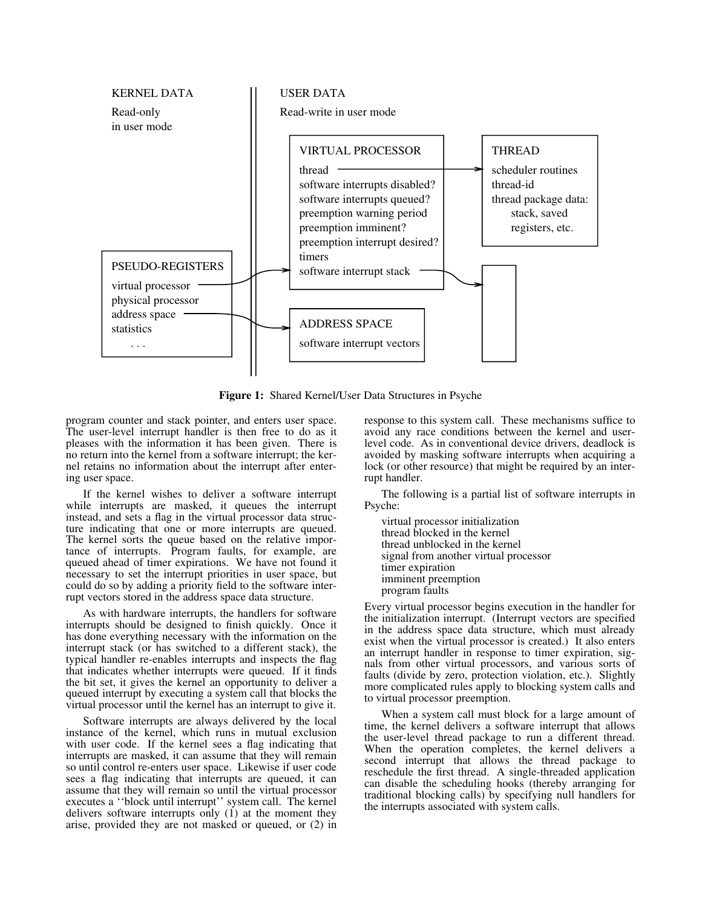**Figure 1:** Shared Kernel/User Data Structures in Psyche

program counter and stack pointer, and enters user space. The user-level interrupt handler is then free to do as it pleases with the information it has been given. There is no return into the kernel from a software interrupt; the kernel retains no information about the interrupt after entering user space.

If the kernel wishes to deliver a software interrupt while interrupts are masked, it queues the interrupt instead, and sets a flag in the virtual processor data structure indicating that one or more interrupts are queued. The kernel sorts the queue based on the relative importance of interrupts. Program faults, for example, are queued ahead of timer expirations. We have not found it necessary to set the interrupt priorities in user space, but could do so by adding a priority field to the software interrupt vectors stored in the address space data structure.

As with hardware interrupts, the handlers for software interrupts should be designed to finish quickly. Once it has done everything necessary with the information on the interrupt stack (or has switched to a different stack), the typical handler re-enables interrupts and inspects the flag that indicates whether interrupts were queued. If it finds the bit set, it gives the kernel an opportunity to deliver a queued interrupt by executing a system call that blocks the virtual processor until the kernel has an interrupt to give it.

Software interrupts are always delivered by the local instance of the kernel, which runs in mutual exclusion with user code. If the kernel sees a flag indicating that interrupts are masked, it can assume that they will remain so until control re-enters user space. Likewise if user code sees a flag indicating that interrupts are queued, it can assume that they will remain so until the virtual processor executes a ''block until interrupt'' system call. The kernel delivers software interrupts only (1) at the moment they arise, provided they are not masked or queued, or (2) in response to this system call. These mechanisms suffice to avoid any race conditions between the kernel and user-level code. As in conventional device drivers, deadlock is avoided by masking software interrupts when acquiring a lock (or other resource) that might be required by an interrupt handler.

The following is a partial list of software interrupts in Psyche:

- virtual processor initialization
- thread blocked in the kernel
- thread unblocked in the kernel
- signal from another virtual processor
- timer expiration
- imminent preemption
- program faults

Every virtual processor begins execution in the handler for the initialization interrupt. (Interrupt vectors are specified in the address space data structure, which must already exist when the virtual processor is created.) It also enters an interrupt handler in response to timer expiration, signals from other virtual processors, and various sorts of faults (divide by zero, protection violation, etc.). Slightly more complicated rules apply to blocking system calls and to virtual processor preemption.

When a system call must block for a large amount of time, the kernel delivers a software interrupt that allows the user-level thread package to run a different thread. When the operation completes, the kernel delivers a second interrupt that allows the thread package to reschedule the first thread. A single-threaded application can disable the scheduling hooks (thereby arranging for traditional blocking calls) by specifying null handlers for the interrupts associated with system calls.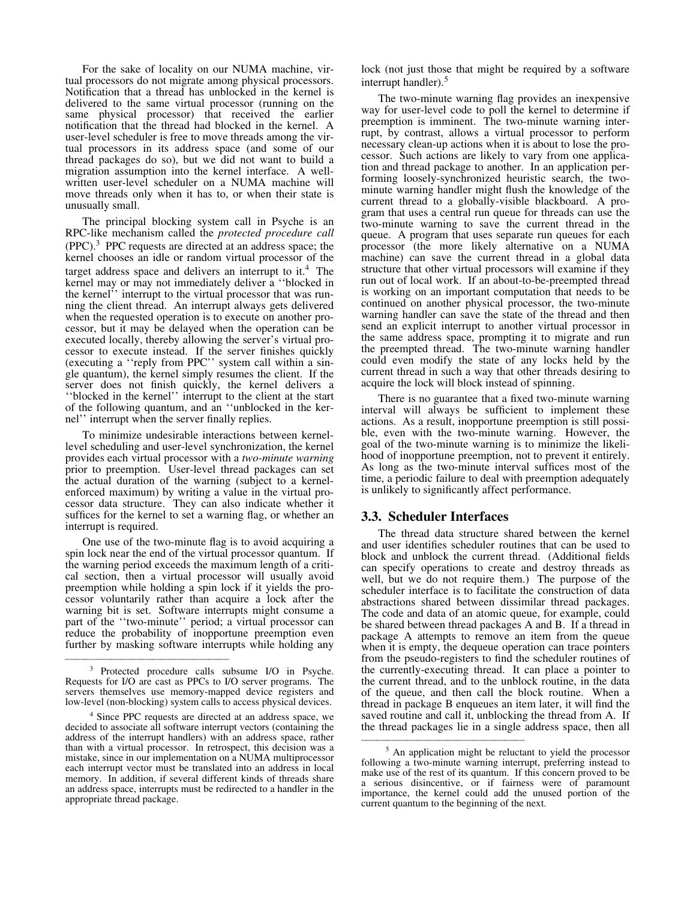For the sake of locality on our NUMA machine, virtual processors do not migrate among physical processors. Notification that a thread has unblocked in the kernel is delivered to the same virtual processor (running on the same physical processor) that received the earlier notification that the thread had blocked in the kernel. A user-level scheduler is free to move threads among the virtual processors in its address space (and some of our thread packages do so), but we did not want to build a migration assumption into the kernel interface. A well-written user-level scheduler on a NUMA machine will move threads only when it has to, or when their state is unusually small.

The principal blocking system call in Psyche is an RPC-like mechanism called the *protected procedure call* (PPC).[3] PPC requests are directed at an address space; the kernel chooses an idle or random virtual processor of the target address space and delivers an interrupt to it.[4] The kernel may or may not immediately deliver a ''blocked in the kernel'' interrupt to the virtual processor that was running the client thread. An interrupt always gets delivered when the requested operation is to execute on another processor, but it may be delayed when the operation can be executed locally, thereby allowing the server's virtual processor to execute instead. If the server finishes quickly (executing a ''reply from PPC'' system call within a single quantum), the kernel simply resumes the client. If the server does not finish quickly, the kernel delivers a ''blocked in the kernel'' interrupt to the client at the start of the following quantum, and an ''unblocked in the kernel'' interrupt when the server finally replies.

To minimize undesirable interactions between kernel-level scheduling and user-level synchronization, the kernel provides each virtual processor with a *two-minute warning* prior to preemption. User-level thread packages can set the actual duration of the warning (subject to a kernel-enforced maximum) by writing a value in the virtual processor data structure. They can also indicate whether it suffices for the kernel to set a warning flag, or whether an interrupt is required.

One use of the two-minute flag is to avoid acquiring a spin lock near the end of the virtual processor quantum. If the warning period exceeds the maximum length of a critical section, then a virtual processor will usually avoid preemption while holding a spin lock if it yields the processor voluntarily rather than acquire a lock after the warning bit is set. Software interrupts might consume a part of the ''two-minute'' period; a virtual processor can reduce the probability of inopportune preemption even further by masking software interrupts while holding any lock (not just those that might be required by a software interrupt handler).[5]

The two-minute warning flag provides an inexpensive way for user-level code to poll the kernel to determine if preemption is imminent. The two-minute warning interrupt, by contrast, allows a virtual processor to perform necessary clean-up actions when it is about to lose the processor. Such actions are likely to vary from one application and thread package to another. In an application performing loosely-synchronized heuristic search, the two-minute warning handler might flush the knowledge of the current thread to a globally-visible blackboard. A program that uses a central run queue for threads can use the two-minute warning to save the current thread in the queue. A program that uses separate run queues for each processor (the more likely alternative on a NUMA machine) can save the current thread in a global data structure that other virtual processors will examine if they run out of local work. If an about-to-be-preempted thread is working on an important computation that needs to be continued on another physical processor, the two-minute warning handler can save the state of the thread and then send an explicit interrupt to another virtual processor in the same address space, prompting it to migrate and run the preempted thread. The two-minute warning handler could even modify the state of any locks held by the current thread in such a way that other threads desiring to acquire the lock will block instead of spinning.

There is no guarantee that a fixed two-minute warning interval will always be sufficient to implement these actions. As a result, inopportune preemption is still possible, even with the two-minute warning. However, the goal of the two-minute warning is to minimize the likelihood of inopportune preemption, not to prevent it entirely. As long as the two-minute interval suffices most of the time, a periodic failure to deal with preemption adequately is unlikely to significantly affect performance.

## 3.3. Scheduler Interfaces

The thread data structure shared between the kernel and user identifies scheduler routines that can be used to block and unblock the current thread. (Additional fields can specify operations to create and destroy threads as well, but we do not require them.) The purpose of the scheduler interface is to facilitate the construction of data abstractions shared between dissimilar thread packages. The code and data of an atomic queue, for example, could be shared between thread packages A and B. If a thread in package A attempts to remove an item from the queue when it is empty, the dequeue operation can trace pointers from the pseudo-registers to find the scheduler routines of the currently-executing thread. It can place a pointer to the current thread, and to the unblock routine, in the data of the queue, and then call the block routine. When a thread in package B enqueues an item later, it will find the saved routine and call it, unblocking the thread from A. If the thread packages lie in a single address space, then all

---

[3] Protected procedure calls subsume I/O in Psyche. Requests for I/O are cast as PPCs to I/O server programs. The servers themselves use memory-mapped device registers and low-level (non-blocking) system calls to access physical devices.

[4] Since PPC requests are directed at an address space, we decided to associate all software interrupt vectors (containing the address of the interrupt handlers) with an address space, rather than with a virtual processor. In retrospect, this decision was a mistake, since in our implementation on a NUMA multiprocessor each interrupt vector must be translated into an address in local memory. In addition, if several different kinds of threads share an address space, interrupts must be redirected to a handler in the appropriate thread package.

[5] An application might be reluctant to yield the processor following a two-minute warning interrupt, preferring instead to make use of the rest of its quantum. If this concern proved to be a serious disincentive, or if fairness were of paramount importance, the kernel could add the unused portion of the current quantum to the beginning of the next.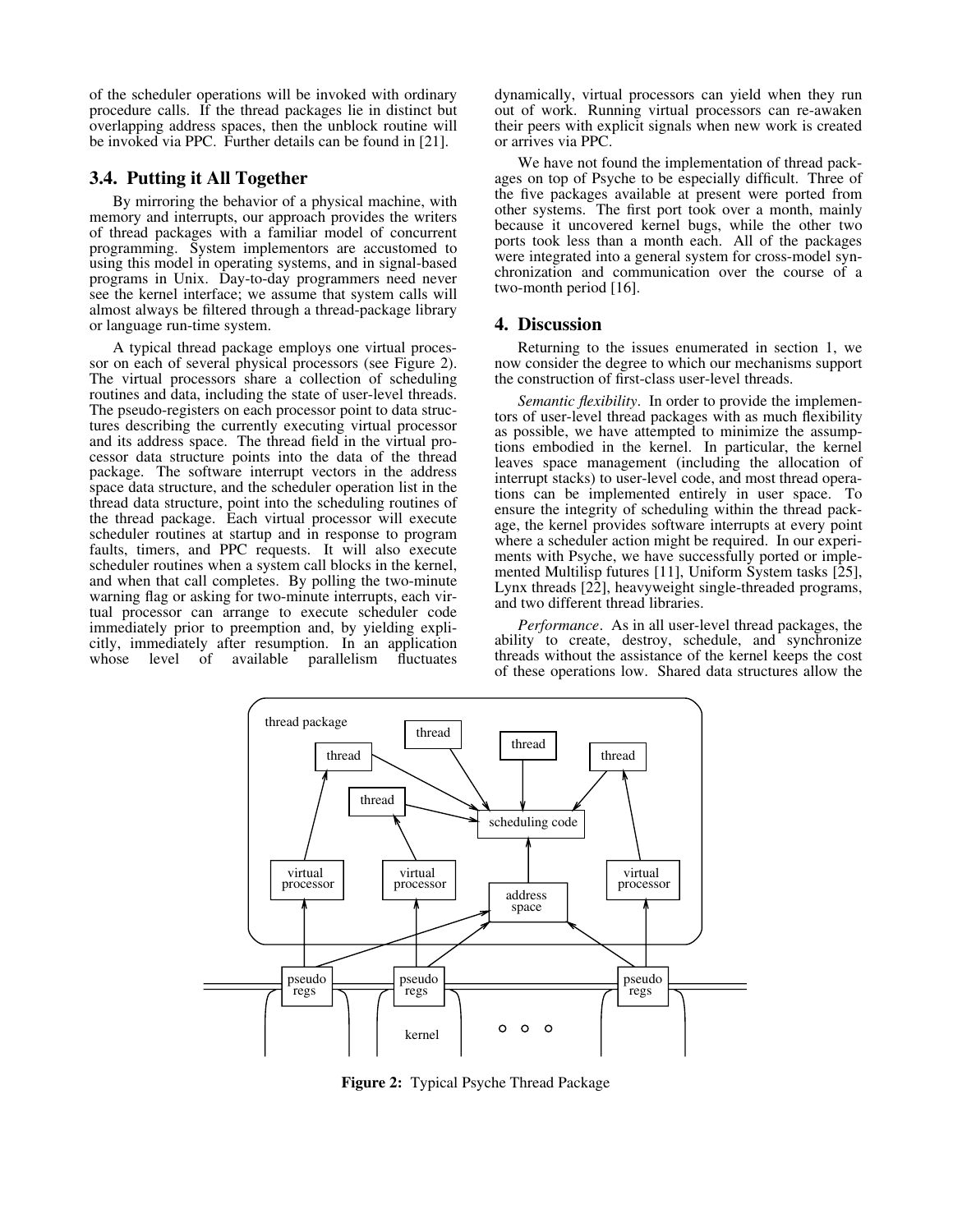of the scheduler operations will be invoked with ordinary procedure calls. If the thread packages lie in distinct but overlapping address spaces, then the unblock routine will be invoked via PPC. Further details can be found in [21].

### 3.4. Putting it All Together

By mirroring the behavior of a physical machine, with memory and interrupts, our approach provides the writers of thread packages with a familiar model of concurrent programming. System implementors are accustomed to using this model in operating systems, and in signal-based programs in Unix. Day-to-day programmers need never see the kernel interface; we assume that system calls will almost always be filtered through a thread-package library or language run-time system.

A typical thread package employs one virtual processor on each of several physical processors (see Figure 2). The virtual processors share a collection of scheduling routines and data, including the state of user-level threads. The pseudo-registers on each processor point to data structures describing the currently executing virtual processor and its address space. The thread field in the virtual processor data structure points into the data of the thread package. The software interrupt vectors in the address space data structure, and the scheduler operation list in the thread data structure, point into the scheduling routines of the thread package. Each virtual processor will execute scheduler routines at startup and in response to program faults, timers, and PPC requests. It will also execute scheduler routines when a system call blocks in the kernel, and when that call completes. By polling the two-minute warning flag or asking for two-minute interrupts, each virtual processor can arrange to execute scheduler code immediately prior to preemption and, by yielding explicitly, immediately after resumption. In an application whose level of available parallelism fluctuates dynamically, virtual processors can yield when they run out of work. Running virtual processors can re-awaken their peers with explicit signals when new work is created or arrives via PPC.

We have not found the implementation of thread packages on top of Psyche to be especially difficult. Three of the five packages available at present were ported from other systems. The first port took over a month, mainly because it uncovered kernel bugs, while the other two ports took less than a month each. All of the packages were integrated into a general system for cross-model synchronization and communication over the course of a two-month period [16].

## 4. Discussion

Returning to the issues enumerated in section 1, we now consider the degree to which our mechanisms support the construction of first-class user-level threads.

*Semantic flexibility*. In order to provide the implementors of user-level thread packages with as much flexibility as possible, we have attempted to minimize the assumptions embodied in the kernel. In particular, the kernel leaves space management (including the allocation of interrupt stacks) to user-level code, and most thread operations can be implemented entirely in user space. To ensure the integrity of scheduling within the thread package, the kernel provides software interrupts at every point where a scheduler action might be required. In our experiments with Psyche, we have successfully ported or implemented Multilisp futures [11], Uniform System tasks [25], Lynx threads [22], heavyweight single-threaded programs, and two different thread libraries.

*Performance*. As in all user-level thread packages, the ability to create, destroy, schedule, and synchronize threads without the assistance of the kernel keeps the cost of these operations low. Shared data structures allow the

**Figure 2:** Typical Psyche Thread Package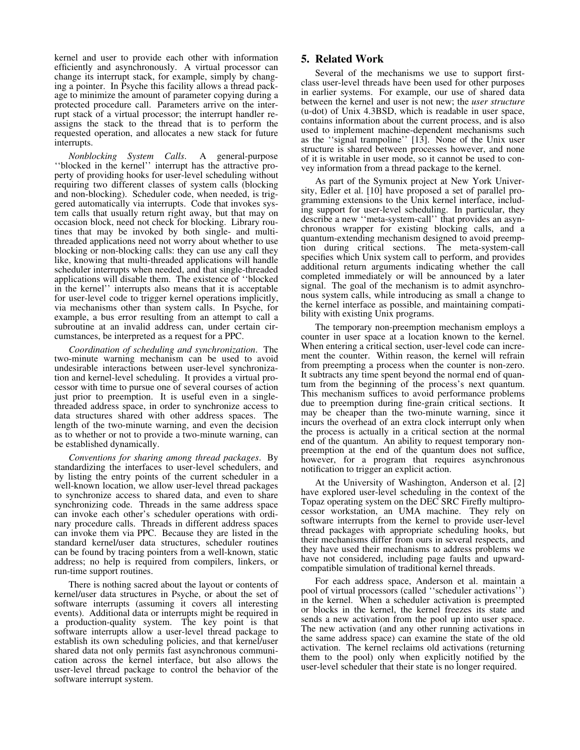kernel and user to provide each other with information efficiently and asynchronously. A virtual processor can change its interrupt stack, for example, simply by changing a pointer. In Psyche this facility allows a thread package to minimize the amount of parameter copying during a protected procedure call. Parameters arrive on the interrupt stack of a virtual processor; the interrupt handler reassigns the stack to the thread that is to perform the requested operation, and allocates a new stack for future interrupts.

*Nonblocking System Calls*. A general-purpose ''blocked in the kernel'' interrupt has the attractive property of providing hooks for user-level scheduling without requiring two different classes of system calls (blocking and non-blocking). Scheduler code, when needed, is triggered automatically via interrupts. Code that invokes system calls that usually return right away, but that may on occasion block, need not check for blocking. Library routines that may be invoked by both single- and multi-threaded applications need not worry about whether to use blocking or non-blocking calls: they can use any call they like, knowing that multi-threaded applications will handle scheduler interrupts when needed, and that single-threaded applications will disable them. The existence of ''blocked in the kernel'' interrupts also means that it is acceptable for user-level code to trigger kernel operations implicitly, via mechanisms other than system calls. In Psyche, for example, a bus error resulting from an attempt to call a subroutine at an invalid address can, under certain circumstances, be interpreted as a request for a PPC.

*Coordination of scheduling and synchronization*. The two-minute warning mechanism can be used to avoid undesirable interactions between user-level synchronization and kernel-level scheduling. It provides a virtual processor with time to pursue one of several courses of action just prior to preemption. It is useful even in a single-threaded address space, in order to synchronize access to data structures shared with other address spaces. The length of the two-minute warning, and even the decision as to whether or not to provide a two-minute warning, can be established dynamically.

*Conventions for sharing among thread packages*. By standardizing the interfaces to user-level schedulers, and by listing the entry points of the current scheduler in a well-known location, we allow user-level thread packages to synchronize access to shared data, and even to share synchronizing code. Threads in the same address space can invoke each other's scheduler operations with ordinary procedure calls. Threads in different address spaces can invoke them via PPC. Because they are listed in the standard kernel/user data structures, scheduler routines can be found by tracing pointers from a well-known, static address; no help is required from compilers, linkers, or run-time support routines.

There is nothing sacred about the layout or contents of kernel/user data structures in Psyche, or about the set of software interrupts (assuming it covers all interesting events). Additional data or interrupts might be required in a production-quality system. The key point is that software interrupts allow a user-level thread package to establish its own scheduling policies, and that kernel/user shared data not only permits fast asynchronous communication across the kernel interface, but also allows the user-level thread package to control the behavior of the software interrupt system.

## 5. Related Work

Several of the mechanisms we use to support first-class user-level threads have been used for other purposes in earlier systems. For example, our use of shared data between the kernel and user is not new; the *user structure* (u-dot) of Unix 4.3BSD, which is readable in user space, contains information about the current process, and is also used to implement machine-dependent mechanisms such as the ''signal trampoline'' [13]. None of the Unix user structure is shared between processes however, and none of it is writable in user mode, so it cannot be used to convey information from a thread package to the kernel.

As part of the Symunix project at New York University, Edler et al. [10] have proposed a set of parallel programming extensions to the Unix kernel interface, including support for user-level scheduling. In particular, they describe a new ''meta-system-call'' that provides an asynchronous wrapper for existing blocking calls, and a quantum-extending mechanism designed to avoid preemption during critical sections. The meta-system-call specifies which Unix system call to perform, and provides additional return arguments indicating whether the call completed immediately or will be announced by a later signal. The goal of the mechanism is to admit asynchronous system calls, while introducing as small a change to the kernel interface as possible, and maintaining compatibility with existing Unix programs.

The temporary non-preemption mechanism employs a counter in user space at a location known to the kernel. When entering a critical section, user-level code can increment the counter. Within reason, the kernel will refrain from preempting a process when the counter is non-zero. It subtracts any time spent beyond the normal end of quantum from the beginning of the process's next quantum. This mechanism suffices to avoid performance problems due to preemption during fine-grain critical sections. It may be cheaper than the two-minute warning, since it incurs the overhead of an extra clock interrupt only when the process is actually in a critical section at the normal end of the quantum. An ability to request temporary non-preemption at the end of the quantum does not suffice, however, for a program that requires asynchronous notification to trigger an explicit action.

At the University of Washington, Anderson et al. [2] have explored user-level scheduling in the context of the Topaz operating system on the DEC SRC Firefly multiprocessor workstation, an UMA machine. They rely on software interrupts from the kernel to provide user-level thread packages with appropriate scheduling hooks, but their mechanisms differ from ours in several respects, and they have used their mechanisms to address problems we have not considered, including page faults and upward-compatible simulation of traditional kernel threads.

For each address space, Anderson et al. maintain a pool of virtual processors (called ''scheduler activations'') in the kernel. When a scheduler activation is preempted or blocks in the kernel, the kernel freezes its state and sends a new activation from the pool up into user space. The new activation (and any other running activations in the same address space) can examine the state of the old activation. The kernel reclaims old activations (returning them to the pool) only when explicitly notified by the user-level scheduler that their state is no longer required.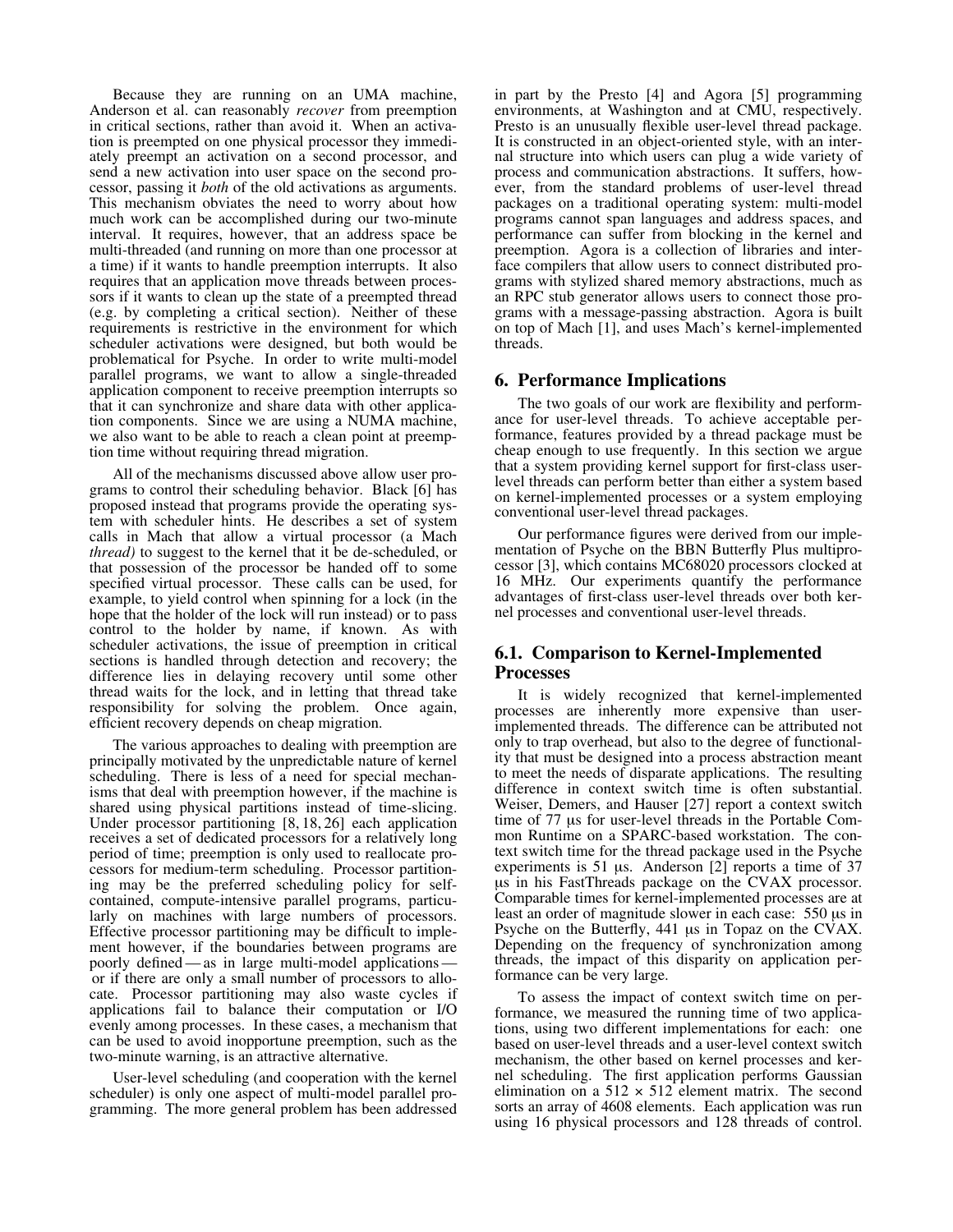Because they are running on an UMA machine, Anderson et al. can reasonably *recover* from preemption in critical sections, rather than avoid it. When an activation is preempted on one physical processor they immediately preempt an activation on a second processor, and send a new activation into user space on the second processor, passing it *both* of the old activations as arguments. This mechanism obviates the need to worry about how much work can be accomplished during our two-minute interval. It requires, however, that an address space be multi-threaded (and running on more than one processor at a time) if it wants to handle preemption interrupts. It also requires that an application move threads between processors if it wants to clean up the state of a preempted thread (e.g. by completing a critical section). Neither of these requirements is restrictive in the environment for which scheduler activations were designed, but both would be problematical for Psyche. In order to write multi-model parallel programs, we want to allow a single-threaded application component to receive preemption interrupts so that it can synchronize and share data with other application components. Since we are using a NUMA machine, we also want to be able to reach a clean point at preemption time without requiring thread migration.

All of the mechanisms discussed above allow user programs to control their scheduling behavior. Black [6] has proposed instead that programs provide the operating system with scheduler hints. He describes a set of system calls in Mach that allow a virtual processor (a Mach *thread)* to suggest to the kernel that it be de-scheduled, or that possession of the processor be handed off to some specified virtual processor. These calls can be used, for example, to yield control when spinning for a lock (in the hope that the holder of the lock will run instead) or to pass control to the holder by name, if known. As with scheduler activations, the issue of preemption in critical sections is handled through detection and recovery; the difference lies in delaying recovery until some other thread waits for the lock, and in letting that thread take responsibility for solving the problem. Once again, efficient recovery depends on cheap migration.

The various approaches to dealing with preemption are principally motivated by the unpredictable nature of kernel scheduling. There is less of a need for special mechanisms that deal with preemption however, if the machine is shared using physical partitions instead of time-slicing. Under processor partitioning [8, 18, 26] each application receives a set of dedicated processors for a relatively long period of time; preemption is only used to reallocate processors for medium-term scheduling. Processor partitioning may be the preferred scheduling policy for self-contained, compute-intensive parallel programs, particularly on machines with large numbers of processors. Effective processor partitioning may be difficult to implement however, if the boundaries between programs are poorly defined — as in large multi-model applications — or if there are only a small number of processors to allocate. Processor partitioning may also waste cycles if applications fail to balance their computation or I/O evenly among processes. In these cases, a mechanism that can be used to avoid inopportune preemption, such as the two-minute warning, is an attractive alternative.

User-level scheduling (and cooperation with the kernel scheduler) is only one aspect of multi-model parallel programming. The more general problem has been addressed in part by the Presto [4] and Agora [5] programming environments, at Washington and at CMU, respectively. Presto is an unusually flexible user-level thread package. It is constructed in an object-oriented style, with an internal structure into which users can plug a wide variety of process and communication abstractions. It suffers, however, from the standard problems of user-level thread packages on a traditional operating system: multi-model programs cannot span languages and address spaces, and performance can suffer from blocking in the kernel and preemption. Agora is a collection of libraries and interface compilers that allow users to connect distributed programs with stylized shared memory abstractions, much as an RPC stub generator allows users to connect those programs with a message-passing abstraction. Agora is built on top of Mach [1], and uses Mach's kernel-implemented threads.

## 6. Performance Implications

The two goals of our work are flexibility and performance for user-level threads. To achieve acceptable performance, features provided by a thread package must be cheap enough to use frequently. In this section we argue that a system providing kernel support for first-class user-level threads can perform better than either a system based on kernel-implemented processes or a system employing conventional user-level thread packages.

Our performance figures were derived from our implementation of Psyche on the BBN Butterfly Plus multiprocessor [3], which contains MC68020 processors clocked at 16 MHz. Our experiments quantify the performance advantages of first-class user-level threads over both kernel processes and conventional user-level threads.

### 6.1. Comparison to Kernel-Implemented Processes

It is widely recognized that kernel-implemented processes are inherently more expensive than user-implemented threads. The difference can be attributed not only to trap overhead, but also to the degree of functionality that must be designed into a process abstraction meant to meet the needs of disparate applications. The resulting difference in context switch time is often substantial. Weiser, Demers, and Hauser [27] report a context switch time of 77 μs for user-level threads in the Portable Common Runtime on a SPARC-based workstation. The context switch time for the thread package used in the Psyche experiments is 51 μs. Anderson [2] reports a time of 37 μs in his FastThreads package on the CVAX processor. Comparable times for kernel-implemented processes are at least an order of magnitude slower in each case: 550 μs in Psyche on the Butterfly, 441 μs in Topaz on the CVAX. Depending on the frequency of synchronization among threads, the impact of this disparity on application performance can be very large.

To assess the impact of context switch time on performance, we measured the running time of two applications, using two different implementations for each: one based on user-level threads and a user-level context switch mechanism, the other based on kernel processes and kernel scheduling. The first application performs Gaussian elimination on a $512 \times 512$ element matrix. The second sorts an array of 4608 elements. Each application was run using 16 physical processors and 128 threads of control.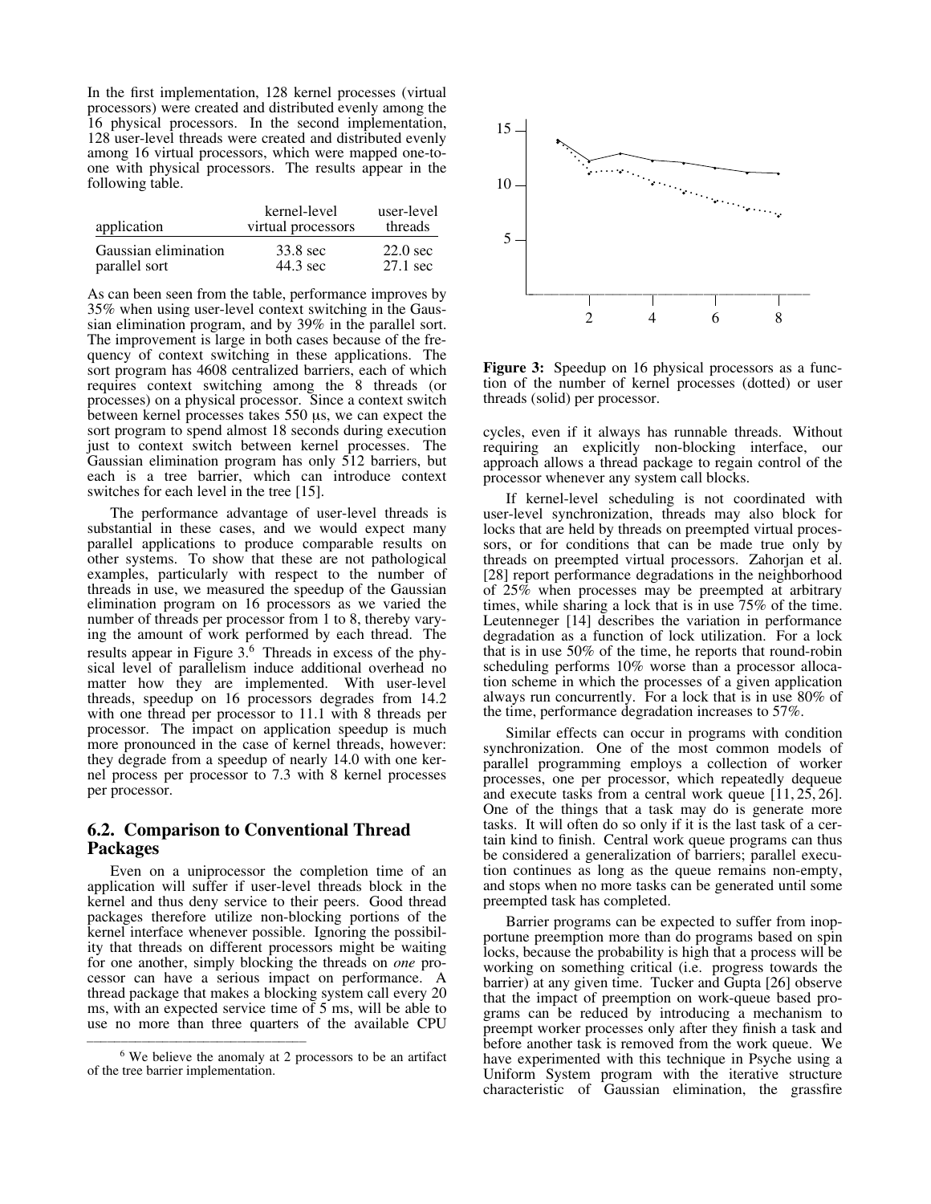In the first implementation, 128 kernel processes (virtual processors) were created and distributed evenly among the 16 physical processors. In the second implementation, 128 user-level threads were created and distributed evenly among 16 virtual processors, which were mapped one-to-one with physical processors. The results appear in the following table.

| application | kernel-level virtual processors | user-level threads |
|---|---|---|
| Gaussian elimination | 33.8 sec | 22.0 sec |
| parallel sort | 44.3 sec | 27.1 sec |

As can been seen from the table, performance improves by 35% when using user-level context switching in the Gaussian elimination program, and by 39% in the parallel sort. The improvement is large in both cases because of the frequency of context switching in these applications. The sort program has 4608 centralized barriers, each of which requires context switching among the 8 threads (or processes) on a physical processor. Since a context switch between kernel processes takes 550 µs, we can expect the sort program to spend almost 18 seconds during execution just to context switch between kernel processes. The Gaussian elimination program has only 512 barriers, but each is a tree barrier, which can introduce context switches for each level in the tree [15].

The performance advantage of user-level threads is substantial in these cases, and we would expect many parallel applications to produce comparable results on other systems. To show that these are not pathological examples, particularly with respect to the number of threads in use, we measured the speedup of the Gaussian elimination program on 16 processors as we varied the number of threads per processor from 1 to 8, thereby varying the amount of work performed by each thread. The results appear in Figure 3.[6] Threads in excess of the physical level of parallelism induce additional overhead no matter how they are implemented. With user-level threads, speedup on 16 processors degrades from 14.2 with one thread per processor to 11.1 with 8 threads per processor. The impact on application speedup is much more pronounced in the case of kernel threads, however: they degrade from a speedup of nearly 14.0 with one kernel process per processor to 7.3 with 8 kernel processes per processor.

**Figure 3:** Speedup on 16 physical processors as a function of the number of kernel processes (dotted) or user threads (solid) per processor.

## 6.2. Comparison to Conventional Thread Packages

Even on a uniprocessor the completion time of an application will suffer if user-level threads block in the kernel and thus deny service to their peers. Good thread packages therefore utilize non-blocking portions of the kernel interface whenever possible. Ignoring the possibility that threads on different processors might be waiting for one another, simply blocking the threads on *one* processor can have a serious impact on performance. A thread package that makes a blocking system call every 20 ms, with an expected service time of 5 ms, will be able to use no more than three quarters of the available CPU cycles, even if it always has runnable threads. Without requiring an explicitly non-blocking interface, our approach allows a thread package to regain control of the processor whenever any system call blocks.

If kernel-level scheduling is not coordinated with user-level synchronization, threads may also block for locks that are held by threads on preempted virtual processors, or for conditions that can be made true only by threads on preempted virtual processors. Zahorjan et al. [28] report performance degradations in the neighborhood of 25% when processes may be preempted at arbitrary times, while sharing a lock that is in use 75% of the time. Leutenneger [14] describes the variation in performance degradation as a function of lock utilization. For a lock that is in use 50% of the time, he reports that round-robin scheduling performs 10% worse than a processor allocation scheme in which the processes of a given application always run concurrently. For a lock that is in use 80% of the time, performance degradation increases to 57%.

Similar effects can occur in programs with condition synchronization. One of the most common models of parallel programming employs a collection of worker processes, one per processor, which repeatedly dequeue and execute tasks from a central work queue [11, 25, 26]. One of the things that a task may do is generate more tasks. It will often do so only if it is the last task of a certain kind to finish. Central work queue programs can thus be considered a generalization of barriers; parallel execution continues as long as the queue remains non-empty, and stops when no more tasks can be generated until some preempted task has completed.

Barrier programs can be expected to suffer from inopportune preemption more than do programs based on spin locks, because the probability is high that a process will be working on something critical (i.e. progress towards the barrier) at any given time. Tucker and Gupta [26] observe that the impact of preemption on work-queue based programs can be reduced by introducing a mechanism to preempt worker processes only after they finish a task and before another task is removed from the work queue. We have experimented with this technique in Psyche using a Uniform System program with the iterative structure characteristic of Gaussian elimination, the grassfire

[6] We believe the anomaly at 2 processors to be an artifact of the tree barrier implementation.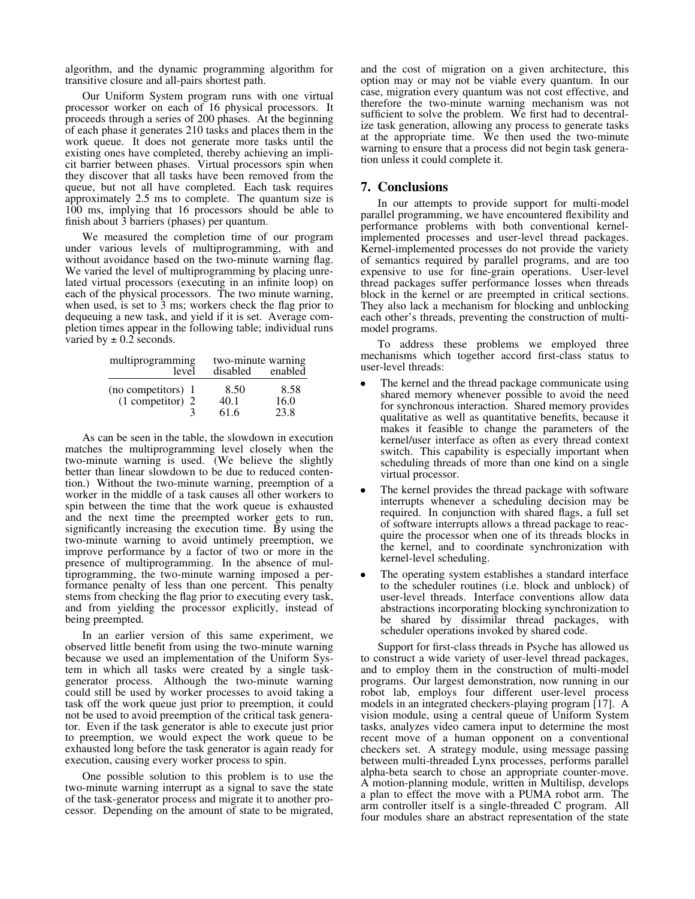algorithm, and the dynamic programming algorithm for transitive closure and all-pairs shortest path.

Our Uniform System program runs with one virtual processor worker on each of 16 physical processors. It proceeds through a series of 200 phases. At the beginning of each phase it generates 210 tasks and places them in the work queue. It does not generate more tasks until the existing ones have completed, thereby achieving an implicit barrier between phases. Virtual processors spin when they discover that all tasks have been removed from the queue, but not all have completed. Each task requires approximately 2.5 ms to complete. The quantum size is 100 ms, implying that 16 processors should be able to finish about 3 barriers (phases) per quantum.

We measured the completion time of our program under various levels of multiprogramming, with and without avoidance based on the two-minute warning flag. We varied the level of multiprogramming by placing unrelated virtual processors (executing in an infinite loop) on each of the physical processors. The two minute warning, when used, is set to 3 ms; workers check the flag prior to dequeuing a new task, and yield if it is set. Average completion times appear in the following table; individual runs varied by ± 0.2 seconds.

| multiprogramming level | two-minute warning disabled | two-minute warning enabled |
|---|---|---|
| (no competitors) 1 | 8.50 | 8.58 |
| (1 competitor) 2 | 40.1 | 16.0 |
| 3 | 61.6 | 23.8 |

As can be seen in the table, the slowdown in execution matches the multiprogramming level closely when the two-minute warning is used. (We believe the slightly better than linear slowdown to be due to reduced contention.) Without the two-minute warning, preemption of a worker in the middle of a task causes all other workers to spin between the time that the work queue is exhausted and the next time the preempted worker gets to run, significantly increasing the execution time. By using the two-minute warning to avoid untimely preemption, we improve performance by a factor of two or more in the presence of multiprogramming. In the absence of multiprogramming, the two-minute warning imposed a performance penalty of less than one percent. This penalty stems from checking the flag prior to executing every task, and from yielding the processor explicitly, instead of being preempted.

In an earlier version of this same experiment, we observed little benefit from using the two-minute warning because we used an implementation of the Uniform System in which all tasks were created by a single task-generator process. Although the two-minute warning could still be used by worker processes to avoid taking a task off the work queue just prior to preemption, it could not be used to avoid preemption of the critical task generator. Even if the task generator is able to execute just prior to preemption, we would expect the work queue to be exhausted long before the task generator is again ready for execution, causing every worker process to spin.

One possible solution to this problem is to use the two-minute warning interrupt as a signal to save the state of the task-generator process and migrate it to another processor. Depending on the amount of state to be migrated, and the cost of migration on a given architecture, this option may or may not be viable every quantum. In our case, migration every quantum was not cost effective, and therefore the two-minute warning mechanism was not sufficient to solve the problem. We first had to decentralize task generation, allowing any process to generate tasks at the appropriate time. We then used the two-minute warning to ensure that a process did not begin task generation unless it could complete it.

## 7. Conclusions

In our attempts to provide support for multi-model parallel programming, we have encountered flexibility and performance problems with both conventional kernel-implemented processes and user-level thread packages. Kernel-implemented processes do not provide the variety of semantics required by parallel programs, and are too expensive to use for fine-grain operations. User-level thread packages suffer performance losses when threads block in the kernel or are preempted in critical sections. They also lack a mechanism for blocking and unblocking each other's threads, preventing the construction of multi-model programs.

To address these problems we employed three mechanisms which together accord first-class status to user-level threads:

- The kernel and the thread package communicate using shared memory whenever possible to avoid the need for synchronous interaction. Shared memory provides qualitative as well as quantitative benefits, because it makes it feasible to change the parameters of the kernel/user interface as often as every thread context switch. This capability is especially important when scheduling threads of more than one kind on a single virtual processor.
- The kernel provides the thread package with software interrupts whenever a scheduling decision may be required. In conjunction with shared flags, a full set of software interrupts allows a thread package to reacquire the processor when one of its threads blocks in the kernel, and to coordinate synchronization with kernel-level scheduling.
- The operating system establishes a standard interface to the scheduler routines (i.e. block and unblock) of user-level threads. Interface conventions allow data abstractions incorporating blocking synchronization to be shared by dissimilar thread packages, with scheduler operations invoked by shared code.

Support for first-class threads in Psyche has allowed us to construct a wide variety of user-level thread packages, and to employ them in the construction of multi-model programs. Our largest demonstration, now running in our robot lab, employs four different user-level process models in an integrated checkers-playing program [17]. A vision module, using a central queue of Uniform System tasks, analyzes video camera input to determine the most recent move of a human opponent on a conventional checkers set. A strategy module, using message passing between multi-threaded Lynx processes, performs parallel alpha-beta search to chose an appropriate counter-move. A motion-planning module, written in Multilisp, develops a plan to effect the move with a PUMA robot arm. The arm controller itself is a single-threaded C program. All four modules share an abstract representation of the state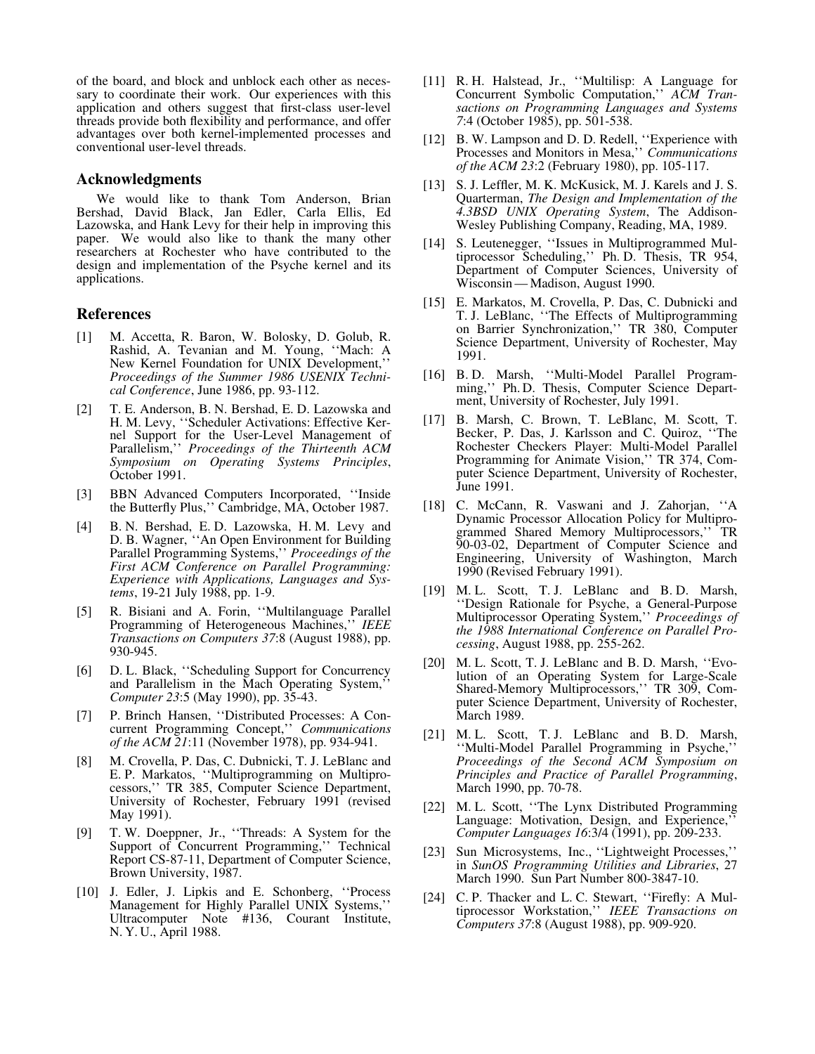of the board, and block and unblock each other as necessary to coordinate their work. Our experiences with this application and others suggest that first-class user-level threads provide both flexibility and performance, and offer advantages over both kernel-implemented processes and conventional user-level threads.

## Acknowledgments

We would like to thank Tom Anderson, Brian Bershad, David Black, Jan Edler, Carla Ellis, Ed Lazowska, and Hank Levy for their help in improving this paper. We would also like to thank the many other researchers at Rochester who have contributed to the design and implementation of the Psyche kernel and its applications.

## References

[1] M. Accetta, R. Baron, W. Bolosky, D. Golub, R. Rashid, A. Tevanian and M. Young, ''Mach: A New Kernel Foundation for UNIX Development,'' *Proceedings of the Summer 1986 USENIX Technical Conference*, June 1986, pp. 93-112.

[2] T. E. Anderson, B. N. Bershad, E. D. Lazowska and H. M. Levy, ''Scheduler Activations: Effective Kernel Support for the User-Level Management of Parallelism,'' *Proceedings of the Thirteenth ACM Symposium on Operating Systems Principles*, October 1991.

[3] BBN Advanced Computers Incorporated, ''Inside the Butterfly Plus,'' Cambridge, MA, October 1987.

[4] B. N. Bershad, E. D. Lazowska, H. M. Levy and D. B. Wagner, ''An Open Environment for Building Parallel Programming Systems,'' *Proceedings of the First ACM Conference on Parallel Programming: Experience with Applications, Languages and Systems*, 19-21 July 1988, pp. 1-9.

[5] R. Bisiani and A. Forin, ''Multilanguage Parallel Programming of Heterogeneous Machines,'' *IEEE Transactions on Computers 37*:8 (August 1988), pp. 930-945.

[6] D. L. Black, ''Scheduling Support for Concurrency and Parallelism in the Mach Operating System,'' *Computer 23*:5 (May 1990), pp. 35-43.

[7] P. Brinch Hansen, ''Distributed Processes: A Concurrent Programming Concept,'' *Communications of the ACM 21*:11 (November 1978), pp. 934-941.

[8] M. Crovella, P. Das, C. Dubnicki, T. J. LeBlanc and E. P. Markatos, ''Multiprogramming on Multiprocessors,'' TR 385, Computer Science Department, University of Rochester, February 1991 (revised May 1991).

[9] T. W. Doeppner, Jr., ''Threads: A System for the Support of Concurrent Programming,'' Technical Report CS-87-11, Department of Computer Science, Brown University, 1987.

[10] J. Edler, J. Lipkis and E. Schonberg, ''Process Management for Highly Parallel UNIX Systems,'' Ultracomputer Note #136, Courant Institute, N. Y. U., April 1988.

[11] R. H. Halstead, Jr., ''Multilisp: A Language for Concurrent Symbolic Computation,'' *ACM Transactions on Programming Languages and Systems 7*:4 (October 1985), pp. 501-538.

[12] B. W. Lampson and D. D. Redell, ''Experience with Processes and Monitors in Mesa,'' *Communications of the ACM 23*:2 (February 1980), pp. 105-117.

[13] S. J. Leffler, M. K. McKusick, M. J. Karels and J. S. Quarterman, *The Design and Implementation of the 4.3BSD UNIX Operating System*, The Addison-Wesley Publishing Company, Reading, MA, 1989.

[14] S. Leutenegger, ''Issues in Multiprogrammed Multiprocessor Scheduling,'' Ph. D. Thesis, TR 954, Department of Computer Sciences, University of Wisconsin — Madison, August 1990.

[15] E. Markatos, M. Crovella, P. Das, C. Dubnicki and T. J. LeBlanc, ''The Effects of Multiprogramming on Barrier Synchronization,'' TR 380, Computer Science Department, University of Rochester, May 1991.

[16] B. D. Marsh, ''Multi-Model Parallel Programming,'' Ph. D. Thesis, Computer Science Department, University of Rochester, July 1991.

[17] B. Marsh, C. Brown, T. LeBlanc, M. Scott, T. Becker, P. Das, J. Karlsson and C. Quiroz, ''The Rochester Checkers Player: Multi-Model Parallel Programming for Animate Vision,'' TR 374, Computer Science Department, University of Rochester, June 1991.

[18] C. McCann, R. Vaswani and J. Zahorjan, ''A Dynamic Processor Allocation Policy for Multiprogrammed Shared Memory Multiprocessors,'' TR 90-03-02, Department of Computer Science and Engineering, University of Washington, March 1990 (Revised February 1991).

[19] M. L. Scott, T. J. LeBlanc and B. D. Marsh, ''Design Rationale for Psyche, a General-Purpose Multiprocessor Operating System,'' *Proceedings of the 1988 International Conference on Parallel Processing*, August 1988, pp. 255-262.

[20] M. L. Scott, T. J. LeBlanc and B. D. Marsh, ''Evolution of an Operating System for Large-Scale Shared-Memory Multiprocessors,'' TR 309, Computer Science Department, University of Rochester, March 1989.

[21] M. L. Scott, T. J. LeBlanc and B. D. Marsh, ''Multi-Model Parallel Programming in Psyche,'' *Proceedings of the Second ACM Symposium on Principles and Practice of Parallel Programming*, March 1990, pp. 70-78.

[22] M. L. Scott, ''The Lynx Distributed Programming Language: Motivation, Design, and Experience,'' *Computer Languages 16*:3/4 (1991), pp. 209-233.

[23] Sun Microsystems, Inc., ''Lightweight Processes,'' in *SunOS Programming Utilities and Libraries*, 27 March 1990. Sun Part Number 800-3847-10.

[24] C. P. Thacker and L. C. Stewart, ''Firefly: A Multiprocessor Workstation,'' *IEEE Transactions on Computers 37*:8 (August 1988), pp. 909-920.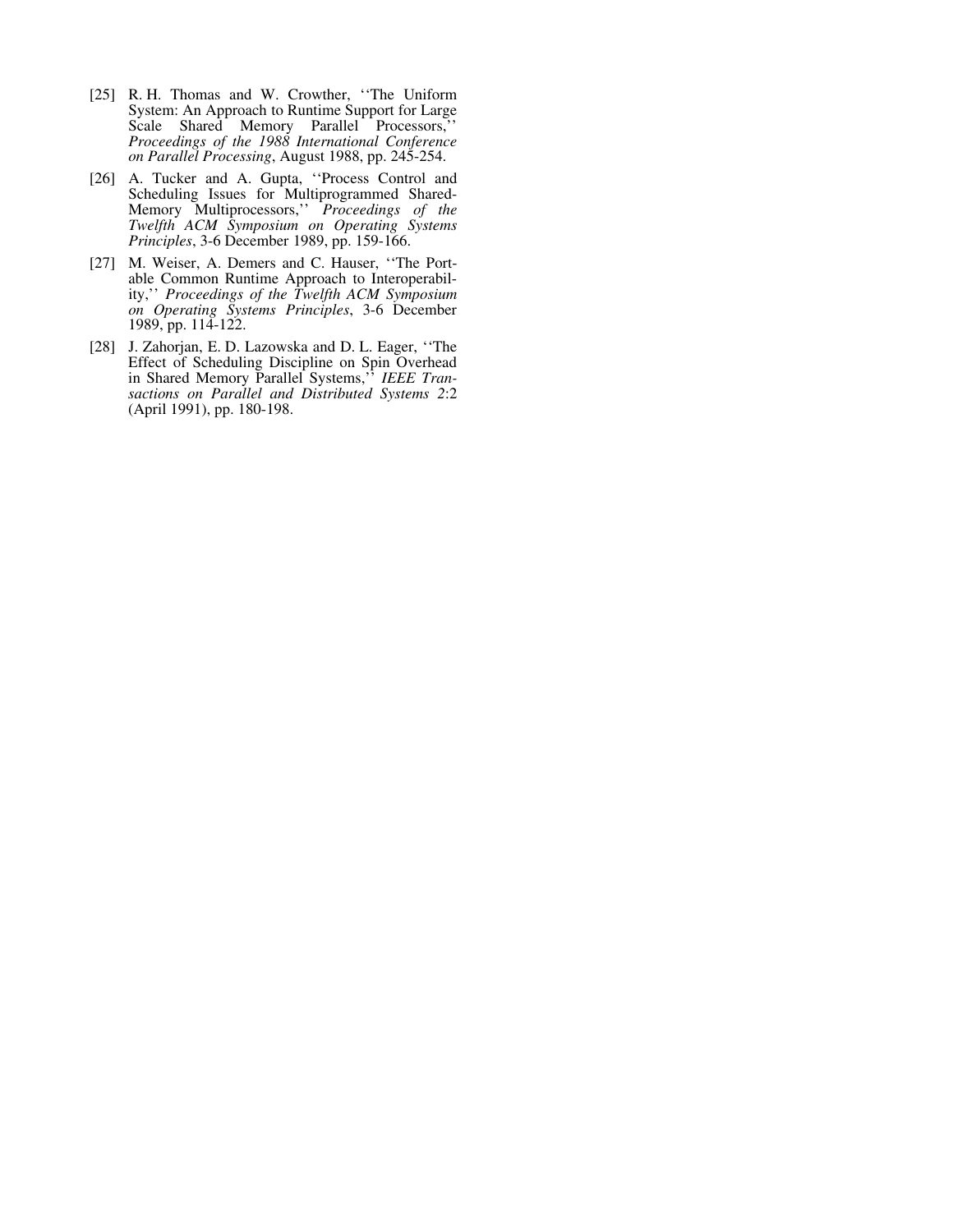[25] R. H. Thomas and W. Crowther, ''The Uniform System: An Approach to Runtime Support for Large Scale Shared Memory Parallel Processors,'' *Proceedings of the 1988 International Conference on Parallel Processing*, August 1988, pp. 245-254.

[26] A. Tucker and A. Gupta, ''Process Control and Scheduling Issues for Multiprogrammed Shared-Memory Multiprocessors,'' *Proceedings of the Twelfth ACM Symposium on Operating Systems Principles*, 3-6 December 1989, pp. 159-166.

[27] M. Weiser, A. Demers and C. Hauser, ''The Portable Common Runtime Approach to Interoperability,'' *Proceedings of the Twelfth ACM Symposium on Operating Systems Principles*, 3-6 December 1989, pp. 114-122.

[28] J. Zahorjan, E. D. Lazowska and D. L. Eager, ''The Effect of Scheduling Discipline on Spin Overhead in Shared Memory Parallel Systems,'' *IEEE Transactions on Parallel and Distributed Systems 2*:2 (April 1991), pp. 180-198.